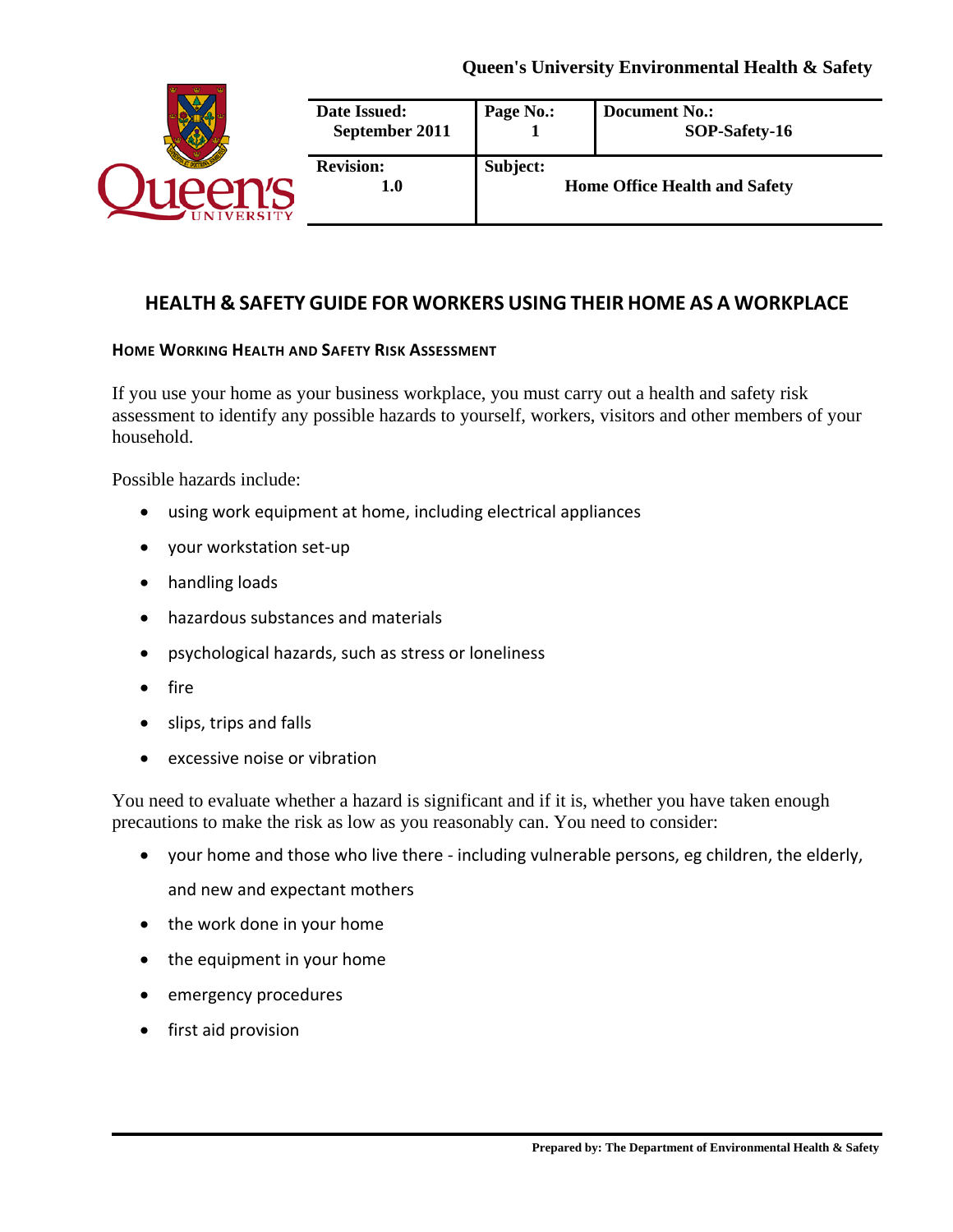Queen's University Environmental Health & Safety

| Date Issued: September 2011 | Page No.: 1 | Document No.: SOP-Safety-16 |
| --- | --- | --- |
| **Revision:** 1.0 | **Subject:** Home Office Health and Safety | |

# HEALTH & SAFETY GUIDE FOR WORKERS USING THEIR HOME AS A WORKPLACE

## HOME WORKING HEALTH AND SAFETY RISK ASSESSMENT

If you use your home as your business workplace, you must carry out a health and safety risk assessment to identify any possible hazards to yourself, workers, visitors and other members of your household.

Possible hazards include:

- using work equipment at home, including electrical appliances
- your workstation set-up
- handling loads
- hazardous substances and materials
- psychological hazards, such as stress or loneliness
- fire
- slips, trips and falls
- excessive noise or vibration

You need to evaluate whether a hazard is significant and if it is, whether you have taken enough precautions to make the risk as low as you reasonably can. You need to consider:

- your home and those who live there - including vulnerable persons, eg children, the elderly, and new and expectant mothers
- the work done in your home
- the equipment in your home
- emergency procedures
- first aid provision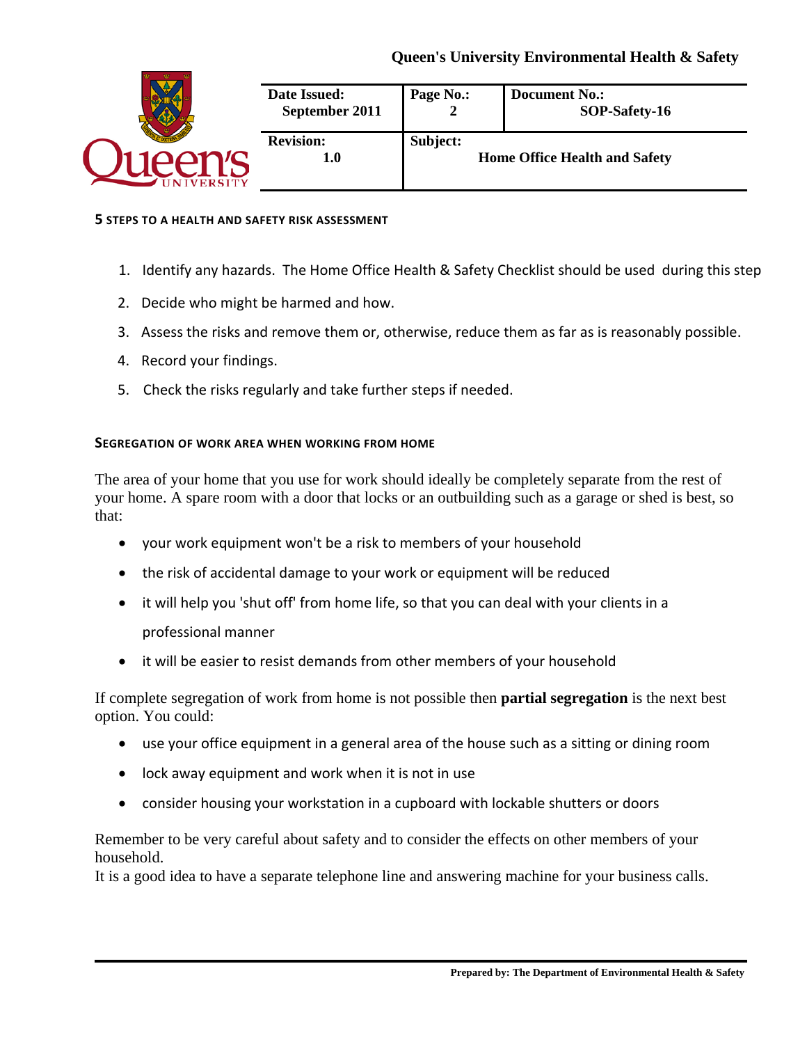## 5 STEPS TO A HEALTH AND SAFETY RISK ASSESSMENT

1. Identify any hazards. The Home Office Health & Safety Checklist should be used during this step
2. Decide who might be harmed and how.
3. Assess the risks and remove them or, otherwise, reduce them as far as is reasonably possible.
4. Record your findings.
5. Check the risks regularly and take further steps if needed.

## SEGREGATION OF WORK AREA WHEN WORKING FROM HOME

The area of your home that you use for work should ideally be completely separate from the rest of your home. A spare room with a door that locks or an outbuilding such as a garage or shed is best, so that:

- your work equipment won't be a risk to members of your household
- the risk of accidental damage to your work or equipment will be reduced
- it will help you 'shut off' from home life, so that you can deal with your clients in a professional manner
- it will be easier to resist demands from other members of your household

If complete segregation of work from home is not possible then **partial segregation** is the next best option. You could:

- use your office equipment in a general area of the house such as a sitting or dining room
- lock away equipment and work when it is not in use
- consider housing your workstation in a cupboard with lockable shutters or doors

Remember to be very careful about safety and to consider the effects on other members of your household.

It is a good idea to have a separate telephone line and answering machine for your business calls.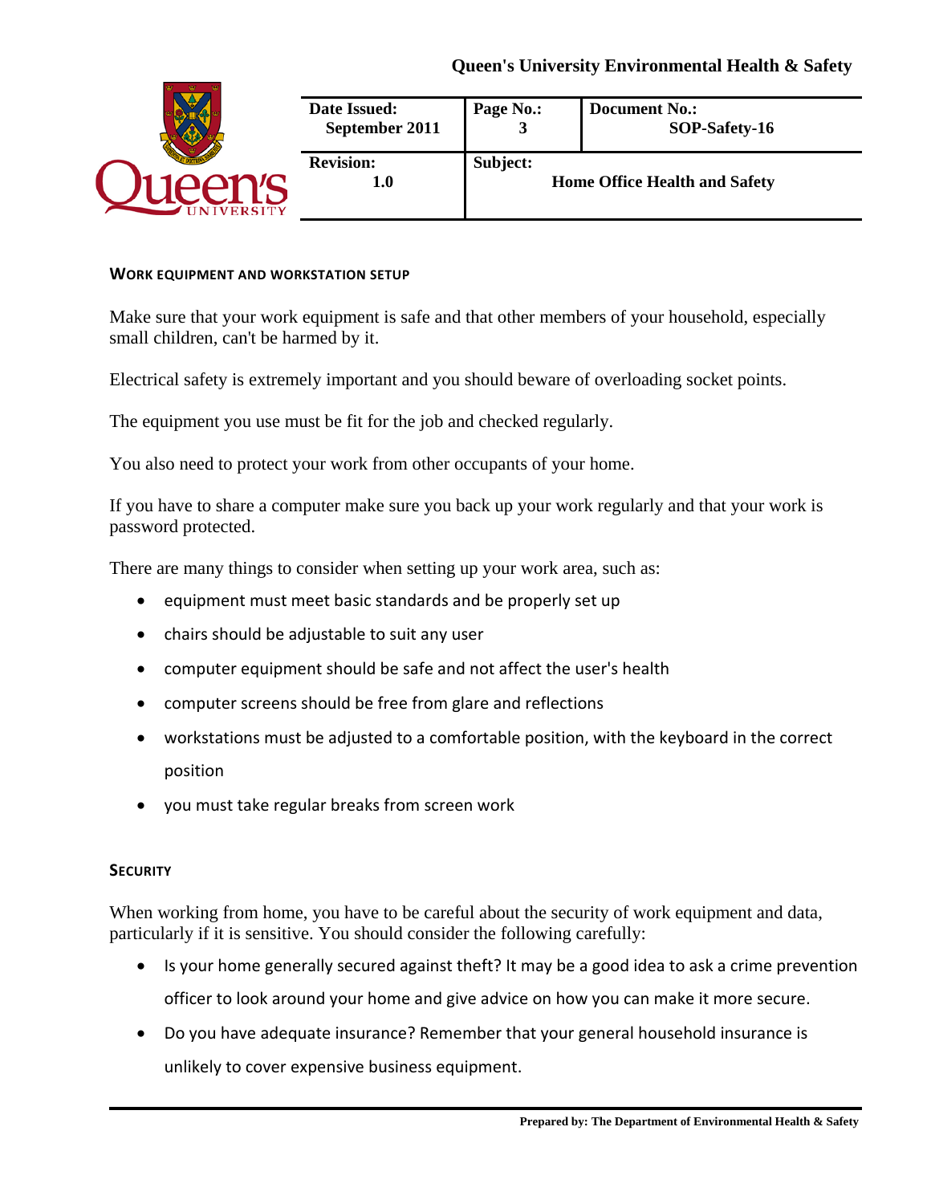## Work Equipment and Workstation Setup

Make sure that your work equipment is safe and that other members of your household, especially small children, can't be harmed by it.

Electrical safety is extremely important and you should beware of overloading socket points.

The equipment you use must be fit for the job and checked regularly.

You also need to protect your work from other occupants of your home.

If you have to share a computer make sure you back up your work regularly and that your work is password protected.

There are many things to consider when setting up your work area, such as:

- equipment must meet basic standards and be properly set up
- chairs should be adjustable to suit any user
- computer equipment should be safe and not affect the user's health
- computer screens should be free from glare and reflections
- workstations must be adjusted to a comfortable position, with the keyboard in the correct position
- you must take regular breaks from screen work

## Security

When working from home, you have to be careful about the security of work equipment and data, particularly if it is sensitive. You should consider the following carefully:

- Is your home generally secured against theft? It may be a good idea to ask a crime prevention officer to look around your home and give advice on how you can make it more secure.
- Do you have adequate insurance? Remember that your general household insurance is unlikely to cover expensive business equipment.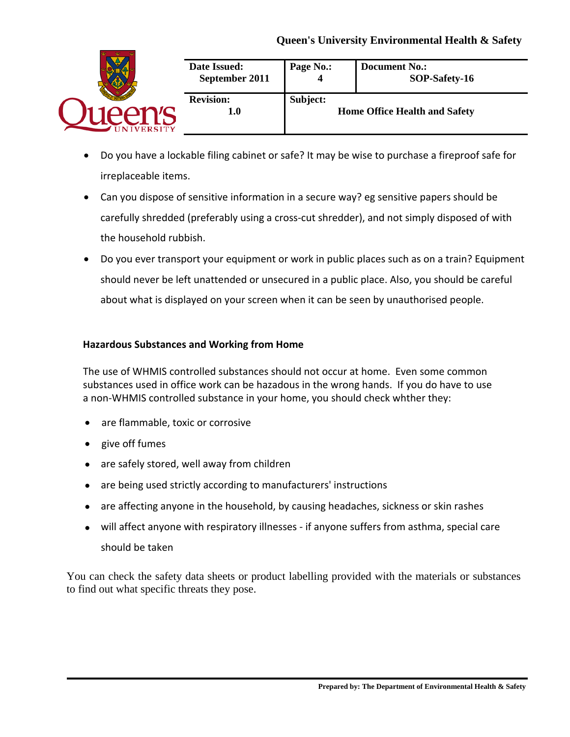- Do you have a lockable filing cabinet or safe? It may be wise to purchase a fireproof safe for irreplaceable items.
- Can you dispose of sensitive information in a secure way? eg sensitive papers should be carefully shredded (preferably using a cross-cut shredder), and not simply disposed of with the household rubbish.
- Do you ever transport your equipment or work in public places such as on a train? Equipment should never be left unattended or unsecured in a public place. Also, you should be careful about what is displayed on your screen when it can be seen by unauthorised people.

**Hazardous Substances and Working from Home**

The use of WHMIS controlled substances should not occur at home. Even some common substances used in office work can be hazadous in the wrong hands. If you do have to use a non-WHMIS controlled substance in your home, you should check whther they:

- are flammable, toxic or corrosive
- give off fumes
- are safely stored, well away from children
- are being used strictly according to manufacturers' instructions
- are affecting anyone in the household, by causing headaches, sickness or skin rashes
- will affect anyone with respiratory illnesses - if anyone suffers from asthma, special care should be taken

You can check the safety data sheets or product labelling provided with the materials or substances to find out what specific threats they pose.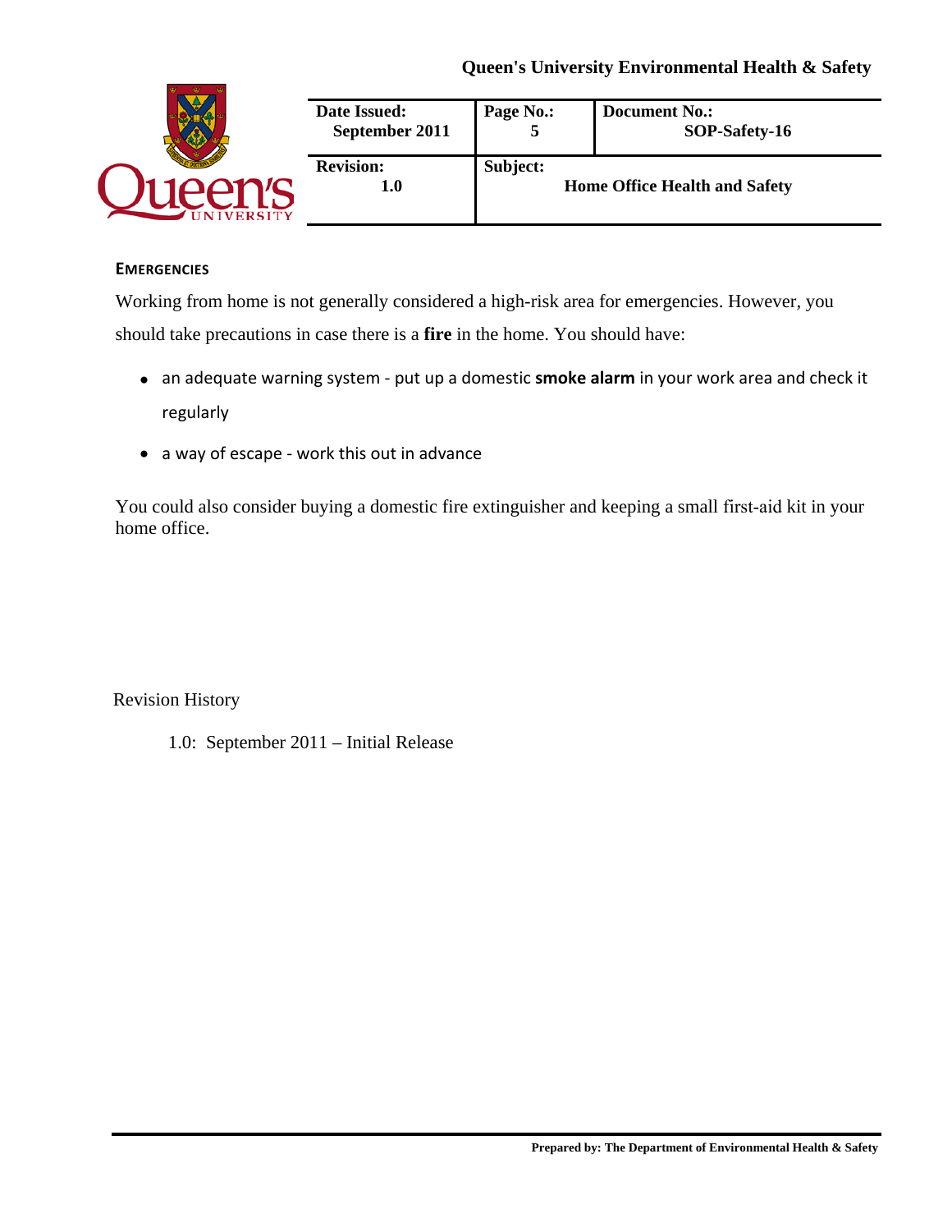## EMERGENCIES

Working from home is not generally considered a high-risk area for emergencies. However, you should take precautions in case there is a **fire** in the home. You should have:

- an adequate warning system - put up a domestic **smoke alarm** in your work area and check it regularly
- a way of escape - work this out in advance

You could also consider buying a domestic fire extinguisher and keeping a small first-aid kit in your home office.

Revision History

1.0: September 2011 – Initial Release